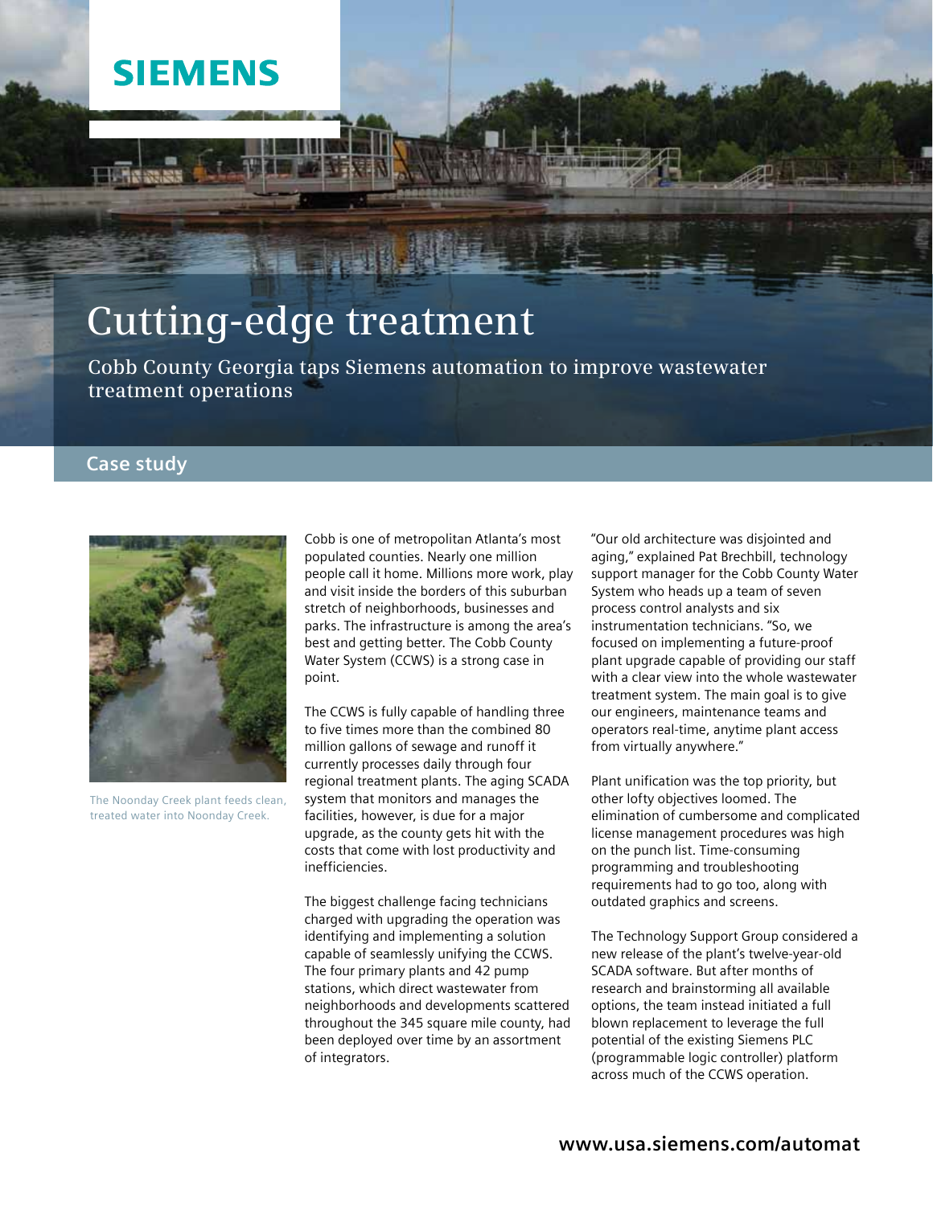SIEMENS

# Cutting-edge treatment

## Cobb County Georgia taps Siemens automation to improve wastewater treatment operations

### Case study

The Noonday Creek plant feeds clean, treated water into Noonday Creek.

Cobb is one of metropolitan Atlanta's most populated counties. Nearly one million people call it home. Millions more work, play and visit inside the borders of this suburban stretch of neighborhoods, businesses and parks. The infrastructure is among the area's best and getting better. The Cobb County Water System (CCWS) is a strong case in point.

The CCWS is fully capable of handling three to five times more than the combined 80 million gallons of sewage and runoff it currently processes daily through four regional treatment plants. The aging SCADA system that monitors and manages the facilities, however, is due for a major upgrade, as the county gets hit with the costs that come with lost productivity and inefficiencies.

The biggest challenge facing technicians charged with upgrading the operation was identifying and implementing a solution capable of seamlessly unifying the CCWS. The four primary plants and 42 pump stations, which direct wastewater from neighborhoods and developments scattered throughout the 345 square mile county, had been deployed over time by an assortment of integrators.

"Our old architecture was disjointed and aging," explained Pat Brechbill, technology support manager for the Cobb County Water System who heads up a team of seven process control analysts and six instrumentation technicians. "So, we focused on implementing a future-proof plant upgrade capable of providing our staff with a clear view into the whole wastewater treatment system. The main goal is to give our engineers, maintenance teams and operators real-time, anytime plant access from virtually anywhere."

Plant unification was the top priority, but other lofty objectives loomed. The elimination of cumbersome and complicated license management procedures was high on the punch list. Time-consuming programming and troubleshooting requirements had to go too, along with outdated graphics and screens.

The Technology Support Group considered a new release of the plant's twelve-year-old SCADA software. But after months of research and brainstorming all available options, the team instead initiated a full blown replacement to leverage the full potential of the existing Siemens PLC (programmable logic controller) platform across much of the CCWS operation.

**www.usa.siemens.com/automat**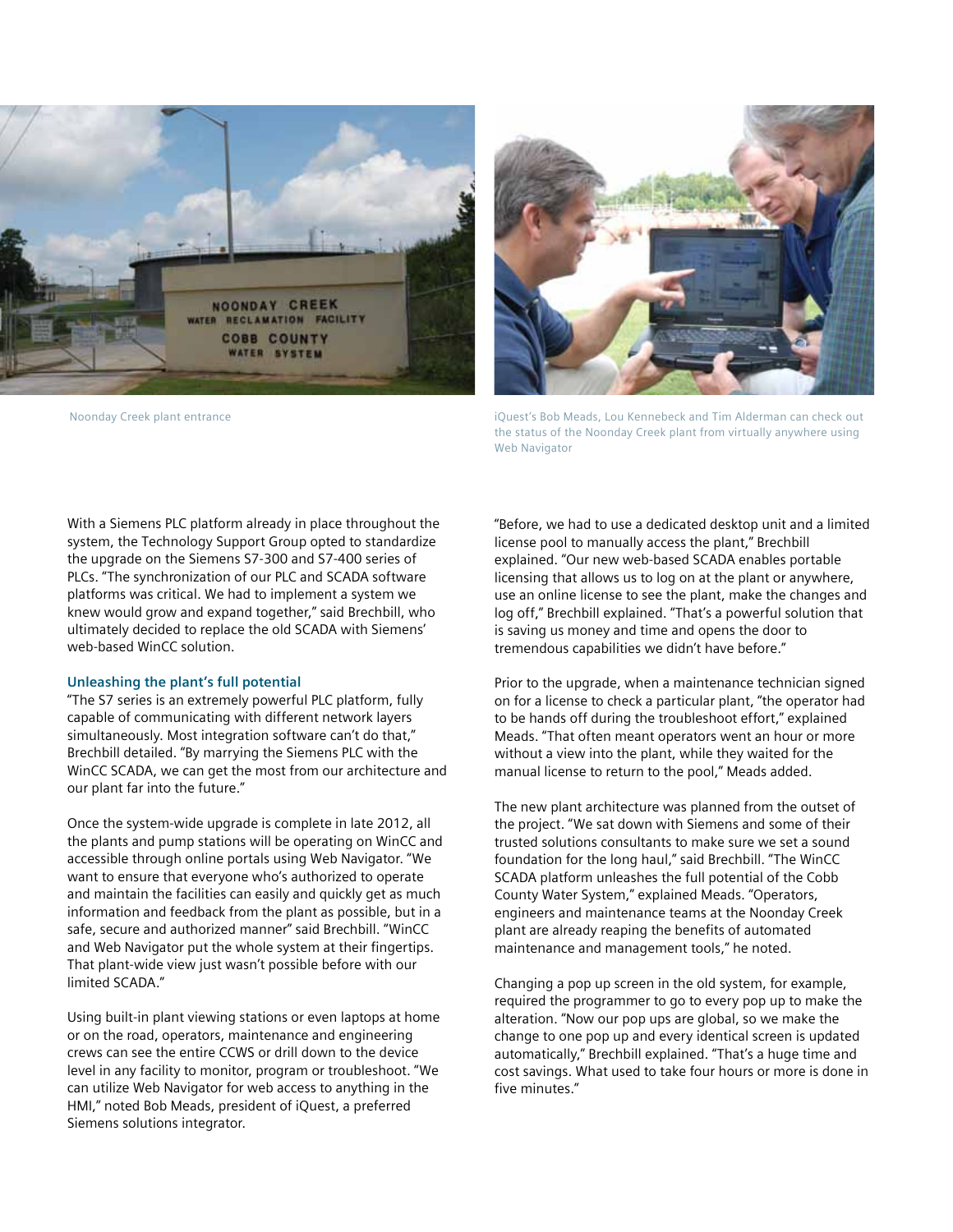Noonday Creek plant entrance

iQuest's Bob Meads, Lou Kennebeck and Tim Alderman can check out the status of the Noonday Creek plant from virtually anywhere using Web Navigator

With a Siemens PLC platform already in place throughout the system, the Technology Support Group opted to standardize the upgrade on the Siemens S7-300 and S7-400 series of PLCs. "The synchronization of our PLC and SCADA software platforms was critical. We had to implement a system we knew would grow and expand together," said Brechbill, who ultimately decided to replace the old SCADA with Siemens' web-based WinCC solution.

### Unleashing the plant's full potential

"The S7 series is an extremely powerful PLC platform, fully capable of communicating with different network layers simultaneously. Most integration software can't do that," Brechbill detailed. "By marrying the Siemens PLC with the WinCC SCADA, we can get the most from our architecture and our plant far into the future."

Once the system-wide upgrade is complete in late 2012, all the plants and pump stations will be operating on WinCC and accessible through online portals using Web Navigator. "We want to ensure that everyone who's authorized to operate and maintain the facilities can easily and quickly get as much information and feedback from the plant as possible, but in a safe, secure and authorized manner" said Brechbill. "WinCC and Web Navigator put the whole system at their fingertips. That plant-wide view just wasn't possible before with our limited SCADA."

Using built-in plant viewing stations or even laptops at home or on the road, operators, maintenance and engineering crews can see the entire CCWS or drill down to the device level in any facility to monitor, program or troubleshoot. "We can utilize Web Navigator for web access to anything in the HMI," noted Bob Meads, president of iQuest, a preferred Siemens solutions integrator.

"Before, we had to use a dedicated desktop unit and a limited license pool to manually access the plant," Brechbill explained. "Our new web-based SCADA enables portable licensing that allows us to log on at the plant or anywhere, use an online license to see the plant, make the changes and log off," Brechbill explained. "That's a powerful solution that is saving us money and time and opens the door to tremendous capabilities we didn't have before."

Prior to the upgrade, when a maintenance technician signed on for a license to check a particular plant, "the operator had to be hands off during the troubleshoot effort," explained Meads. "That often meant operators went an hour or more without a view into the plant, while they waited for the manual license to return to the pool," Meads added.

The new plant architecture was planned from the outset of the project. "We sat down with Siemens and some of their trusted solutions consultants to make sure we set a sound foundation for the long haul," said Brechbill. "The WinCC SCADA platform unleashes the full potential of the Cobb County Water System," explained Meads. "Operators, engineers and maintenance teams at the Noonday Creek plant are already reaping the benefits of automated maintenance and management tools," he noted.

Changing a pop up screen in the old system, for example, required the programmer to go to every pop up to make the alteration. "Now our pop ups are global, so we make the change to one pop up and every identical screen is updated automatically," Brechbill explained. "That's a huge time and cost savings. What used to take four hours or more is done in five minutes."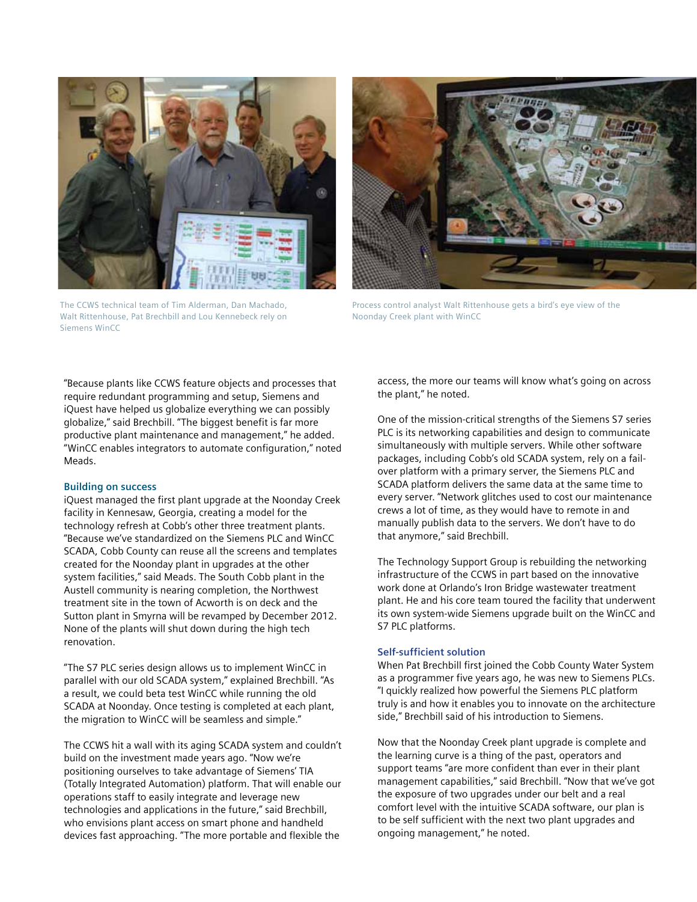The CCWS technical team of Tim Alderman, Dan Machado, Walt Rittenhouse, Pat Brechbill and Lou Kennebeck rely on Siemens WinCC

Process control analyst Walt Rittenhouse gets a bird's eye view of the Noonday Creek plant with WinCC

"Because plants like CCWS feature objects and processes that require redundant programming and setup, Siemens and iQuest have helped us globalize everything we can possibly globalize," said Brechbill. "The biggest benefit is far more productive plant maintenance and management," he added. "WinCC enables integrators to automate configuration," noted Meads.

### Building on success

iQuest managed the first plant upgrade at the Noonday Creek facility in Kennesaw, Georgia, creating a model for the technology refresh at Cobb's other three treatment plants. "Because we've standardized on the Siemens PLC and WinCC SCADA, Cobb County can reuse all the screens and templates created for the Noonday plant in upgrades at the other system facilities," said Meads. The South Cobb plant in the Austell community is nearing completion, the Northwest treatment site in the town of Acworth is on deck and the Sutton plant in Smyrna will be revamped by December 2012. None of the plants will shut down during the high tech renovation.

"The S7 PLC series design allows us to implement WinCC in parallel with our old SCADA system," explained Brechbill. "As a result, we could beta test WinCC while running the old SCADA at Noonday. Once testing is completed at each plant, the migration to WinCC will be seamless and simple."

The CCWS hit a wall with its aging SCADA system and couldn't build on the investment made years ago. "Now we're positioning ourselves to take advantage of Siemens' TIA (Totally Integrated Automation) platform. That will enable our operations staff to easily integrate and leverage new technologies and applications in the future," said Brechbill, who envisions plant access on smart phone and handheld devices fast approaching. "The more portable and flexible the access, the more our teams will know what's going on across the plant," he noted.

One of the mission-critical strengths of the Siemens S7 series PLC is its networking capabilities and design to communicate simultaneously with multiple servers. While other software packages, including Cobb's old SCADA system, rely on a fail-over platform with a primary server, the Siemens PLC and SCADA platform delivers the same data at the same time to every server. "Network glitches used to cost our maintenance crews a lot of time, as they would have to remote in and manually publish data to the servers. We don't have to do that anymore," said Brechbill.

The Technology Support Group is rebuilding the networking infrastructure of the CCWS in part based on the innovative work done at Orlando's Iron Bridge wastewater treatment plant. He and his core team toured the facility that underwent its own system-wide Siemens upgrade built on the WinCC and S7 PLC platforms.

### Self-sufficient solution

When Pat Brechbill first joined the Cobb County Water System as a programmer five years ago, he was new to Siemens PLCs. "I quickly realized how powerful the Siemens PLC platform truly is and how it enables you to innovate on the architecture side," Brechbill said of his introduction to Siemens.

Now that the Noonday Creek plant upgrade is complete and the learning curve is a thing of the past, operators and support teams "are more confident than ever in their plant management capabilities," said Brechbill. "Now that we've got the exposure of two upgrades under our belt and a real comfort level with the intuitive SCADA software, our plan is to be self sufficient with the next two plant upgrades and ongoing management," he noted.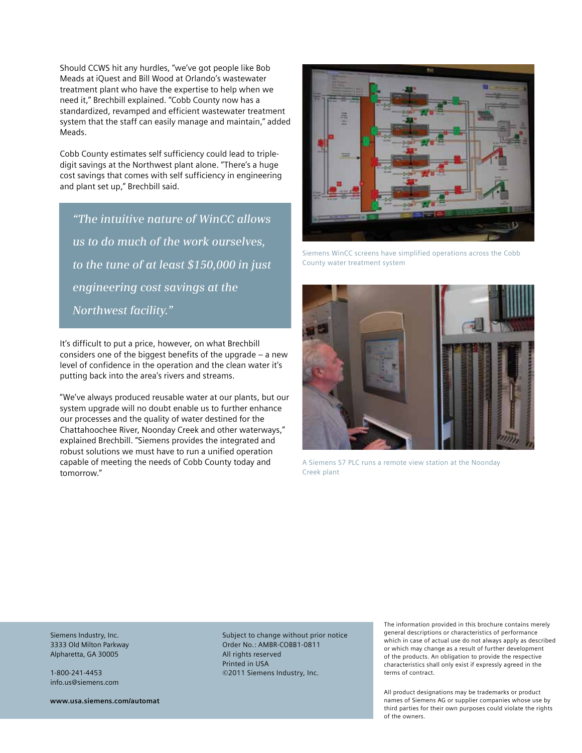Should CCWS hit any hurdles, "we've got people like Bob Meads at iQuest and Bill Wood at Orlando's wastewater treatment plant who have the expertise to help when we need it," Brechbill explained. "Cobb County now has a standardized, revamped and efficient wastewater treatment system that the staff can easily manage and maintain," added Meads.

Cobb County estimates self sufficiency could lead to triple-digit savings at the Northwest plant alone. "There's a huge cost savings that comes with self sufficiency in engineering and plant set up," Brechbill said.

> *"The intuitive nature of WinCC allows us to do much of the work ourselves, to the tune of at least $150,000 in just engineering cost savings at the Northwest facility."*

It's difficult to put a price, however, on what Brechbill considers one of the biggest benefits of the upgrade – a new level of confidence in the operation and the clean water it's putting back into the area's rivers and streams.

"We've always produced reusable water at our plants, but our system upgrade will no doubt enable us to further enhance our processes and the quality of water destined for the Chattahoochee River, Noonday Creek and other waterways," explained Brechbill. "Siemens provides the integrated and robust solutions we must have to run a unified operation capable of meeting the needs of Cobb County today and tomorrow."

Siemens WinCC screens have simplified operations across the Cobb County water treatment system

A Siemens S7 PLC runs a remote view station at the Noonday Creek plant

Siemens Industry, Inc.
3333 Old Milton Parkway
Alpharetta, GA 30005

1-800-241-4453
info.us@siemens.com

**www.usa.siemens.com/automat**

Subject to change without prior notice
Order No.: AMBR-COBB1-0811
All rights reserved
Printed in USA
©2011 Siemens Industry, Inc.

The information provided in this brochure contains merely general descriptions or characteristics of performance which in case of actual use do not always apply as described or which may change as a result of further development of the products. An obligation to provide the respective characteristics shall only exist if expressly agreed in the terms of contract.

All product designations may be trademarks or product names of Siemens AG or supplier companies whose use by third parties for their own purposes could violate the rights of the owners.